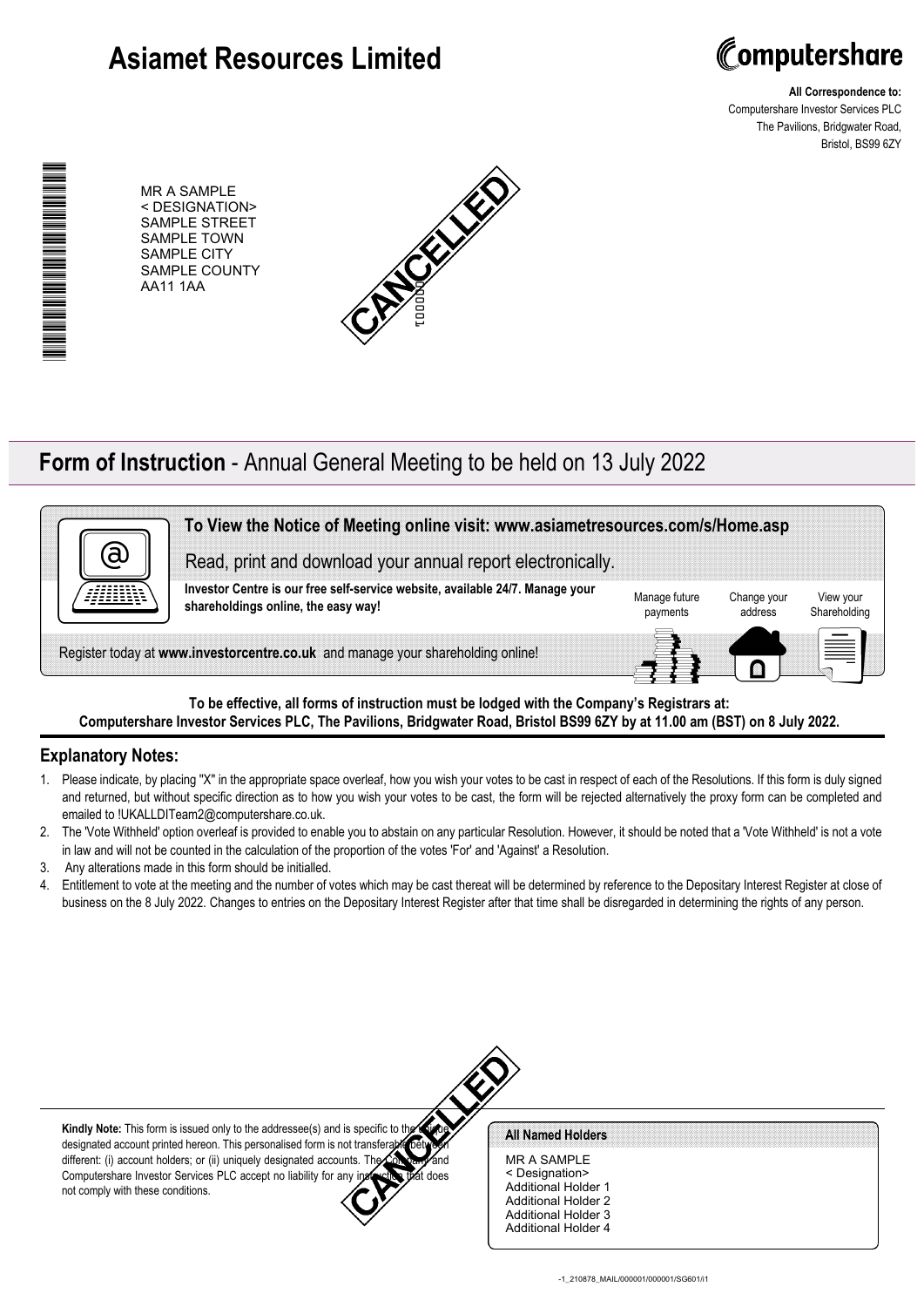# Asiamet Resources Limited

**All Correspondence to:**
Computershare Investor Services PLC
The Pavilions, Bridgwater Road,
Bristol, BS99 6ZY

MR A SAMPLE
< DESIGNATION>
SAMPLE STREET
SAMPLE TOWN
SAMPLE CITY
SAMPLE COUNTY
AA11 1AA

CANCELLED

## **Form of Instruction** - Annual General Meeting to be held on 13 July 2022

**To View the Notice of Meeting online visit: www.asiametresources.com/s/Home.asp**

Read, print and download your annual report electronically.

**Investor Centre is our free self-service website, available 24/7. Manage your shareholdings online, the easy way!**

Manage future payments | Change your address | View your Shareholding

Register today at **www.investorcentre.co.uk** and manage your shareholding online!

**To be effective, all forms of instruction must be lodged with the Company's Registrars at:**
**Computershare Investor Services PLC, The Pavilions, Bridgwater Road, Bristol BS99 6ZY by at 11.00 am (BST) on 8 July 2022.**

## Explanatory Notes:

1. Please indicate, by placing "X" in the appropriate space overleaf, how you wish your votes to be cast in respect of each of the Resolutions. If this form is duly signed and returned, but without specific direction as to how you wish your votes to be cast, the form will be rejected alternatively the proxy form can be completed and emailed to !UKALLDITeam2@computershare.co.uk.
2. The 'Vote Withheld' option overleaf is provided to enable you to abstain on any particular Resolution. However, it should be noted that a 'Vote Withheld' is not a vote in law and will not be counted in the calculation of the proportion of the votes 'For' and 'Against' a Resolution.
3. Any alterations made in this form should be initialled.
4. Entitlement to vote at the meeting and the number of votes which may be cast thereat will be determined by reference to the Depositary Interest Register at close of business on the 8 July 2022. Changes to entries on the Depositary Interest Register after that time shall be disregarded in determining the rights of any person.

**Kindly Note:** This form is issued only to the addressee(s) and is specific to the unique designated account printed hereon. This personalised form is not transferable between different: (i) account holders; or (ii) uniquely designated accounts. The Company and Computershare Investor Services PLC accept no liability for any instruction that does not comply with these conditions.

CANCELLED

**All Named Holders**

MR A SAMPLE
< Designation>
Additional Holder 1
Additional Holder 2
Additional Holder 3
Additional Holder 4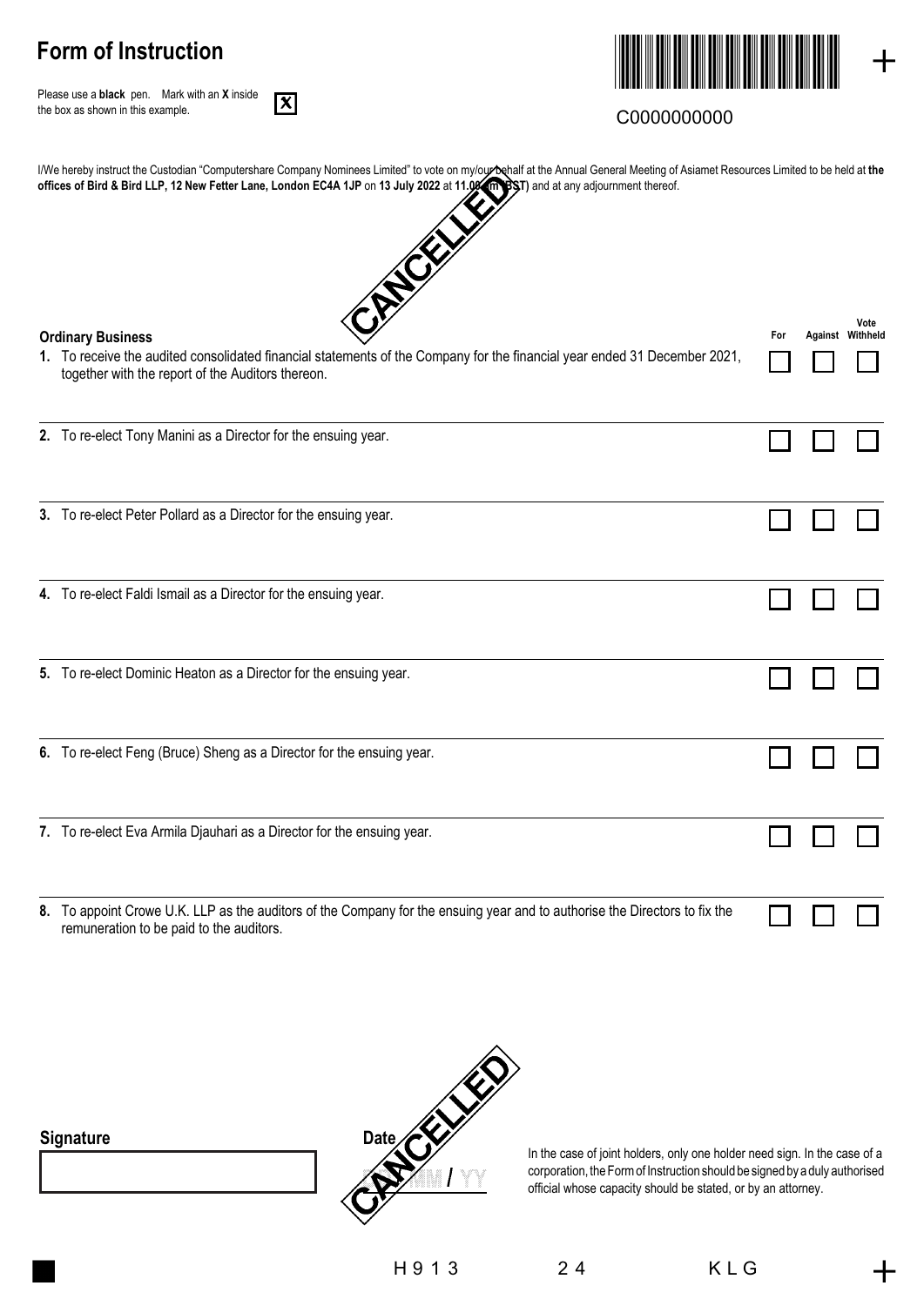# Form of Instruction

Please use a **black** pen. Mark with an **X** inside the box as shown in this example. X

C0000000000

I/We hereby instruct the Custodian "Computershare Company Nominees Limited" to vote on my/our behalf at the Annual General Meeting of Asiamet Resources Limited to be held at **the offices of Bird & Bird LLP, 12 New Fetter Lane, London EC4A 1JP** on **13 July 2022** at **11.00 am (BST)** and at any adjournment thereof.

CANCELLED

| **Ordinary Business** | For | Against | Vote Withheld |
|---|---|---|---|
| **1.** To receive the audited consolidated financial statements of the Company for the financial year ended 31 December 2021, together with the report of the Auditors thereon. | | | |
| **2.** To re-elect Tony Manini as a Director for the ensuing year. | | | |
| **3.** To re-elect Peter Pollard as a Director for the ensuing year. | | | |
| **4.** To re-elect Faldi Ismail as a Director for the ensuing year. | | | |
| **5.** To re-elect Dominic Heaton as a Director for the ensuing year. | | | |
| **6.** To re-elect Feng (Bruce) Sheng as a Director for the ensuing year. | | | |
| **7.** To re-elect Eva Armila Djauhari as a Director for the ensuing year. | | | |
| **8.** To appoint Crowe U.K. LLP as the auditors of the Company for the ensuing year and to authorise the Directors to fix the remuneration to be paid to the auditors. | | | |

**Signature**

**Date**

DD / MM / YY

CANCELLED

In the case of joint holders, only one holder need sign. In the case of a corporation, the Form of Instruction should be signed by a duly authorised official whose capacity should be stated, or by an attorney.

H913 24 KLG